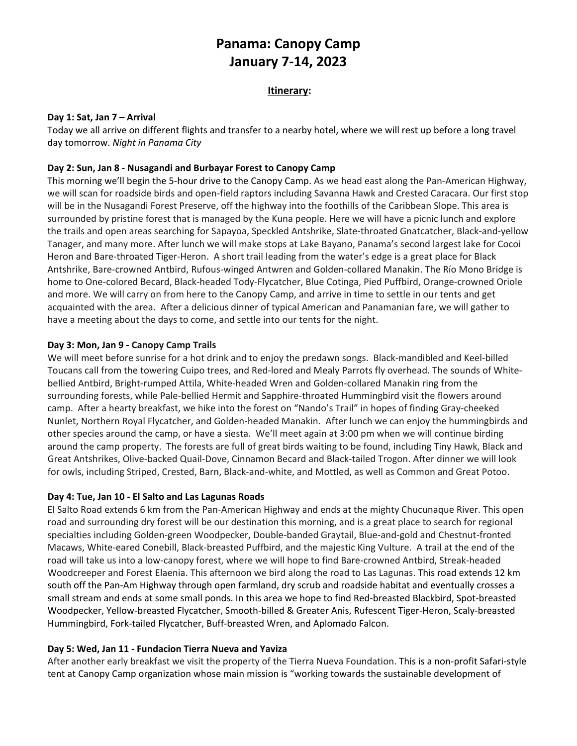# Panama: Canopy Camp
# January 7-14, 2023

## Itinerary:

### Day 1: Sat, Jan 7 – Arrival

Today we all arrive on different flights and transfer to a nearby hotel, where we will rest up before a long travel day tomorrow. *Night in Panama City*

### Day 2: Sun, Jan 8 - Nusagandi and Burbayar Forest to Canopy Camp

This morning we'll begin the 5-hour drive to the Canopy Camp. As we head east along the Pan-American Highway, we will scan for roadside birds and open-field raptors including Savanna Hawk and Crested Caracara. Our first stop will be in the Nusagandi Forest Preserve, off the highway into the foothills of the Caribbean Slope. This area is surrounded by pristine forest that is managed by the Kuna people. Here we will have a picnic lunch and explore the trails and open areas searching for Sapayoa, Speckled Antshrike, Slate-throated Gnatcatcher, Black-and-yellow Tanager, and many more. After lunch we will make stops at Lake Bayano, Panama's second largest lake for Cocoi Heron and Bare-throated Tiger-Heron. A short trail leading from the water's edge is a great place for Black Antshrike, Bare-crowned Antbird, Rufous-winged Antwren and Golden-collared Manakin. The Río Mono Bridge is home to One-colored Becard, Black-headed Tody-Flycatcher, Blue Cotinga, Pied Puffbird, Orange-crowned Oriole and more. We will carry on from here to the Canopy Camp, and arrive in time to settle in our tents and get acquainted with the area. After a delicious dinner of typical American and Panamanian fare, we will gather to have a meeting about the days to come, and settle into our tents for the night.

### Day 3: Mon, Jan 9 - Canopy Camp Trails

We will meet before sunrise for a hot drink and to enjoy the predawn songs. Black-mandibled and Keel-billed Toucans call from the towering Cuipo trees, and Red-lored and Mealy Parrots fly overhead. The sounds of White-bellied Antbird, Bright-rumped Attila, White-headed Wren and Golden-collared Manakin ring from the surrounding forests, while Pale-bellied Hermit and Sapphire-throated Hummingbird visit the flowers around camp. After a hearty breakfast, we hike into the forest on "Nando's Trail" in hopes of finding Gray-cheeked Nunlet, Northern Royal Flycatcher, and Golden-headed Manakin. After lunch we can enjoy the hummingbirds and other species around the camp, or have a siesta. We'll meet again at 3:00 pm when we will continue birding around the camp property. The forests are full of great birds waiting to be found, including Tiny Hawk, Black and Great Antshrikes, Olive-backed Quail-Dove, Cinnamon Becard and Black-tailed Trogon. After dinner we will look for owls, including Striped, Crested, Barn, Black-and-white, and Mottled, as well as Common and Great Potoo.

### Day 4: Tue, Jan 10 - El Salto and Las Lagunas Roads

El Salto Road extends 6 km from the Pan-American Highway and ends at the mighty Chucunaque River. This open road and surrounding dry forest will be our destination this morning, and is a great place to search for regional specialties including Golden-green Woodpecker, Double-banded Graytail, Blue-and-gold and Chestnut-fronted Macaws, White-eared Conebill, Black-breasted Puffbird, and the majestic King Vulture. A trail at the end of the road will take us into a low-canopy forest, where we will hope to find Bare-crowned Antbird, Streak-headed Woodcreeper and Forest Elaenia. This afternoon we bird along the road to Las Lagunas. This road extends 12 km south off the Pan-Am Highway through open farmland, dry scrub and roadside habitat and eventually crosses a small stream and ends at some small ponds. In this area we hope to find Red-breasted Blackbird, Spot-breasted Woodpecker, Yellow-breasted Flycatcher, Smooth-billed & Greater Anis, Rufescent Tiger-Heron, Scaly-breasted Hummingbird, Fork-tailed Flycatcher, Buff-breasted Wren, and Aplomado Falcon.

### Day 5: Wed, Jan 11 - Fundacion Tierra Nueva and Yaviza

After another early breakfast we visit the property of the Tierra Nueva Foundation. This is a non-profit Safari-style tent at Canopy Camp organization whose main mission is "working towards the sustainable development of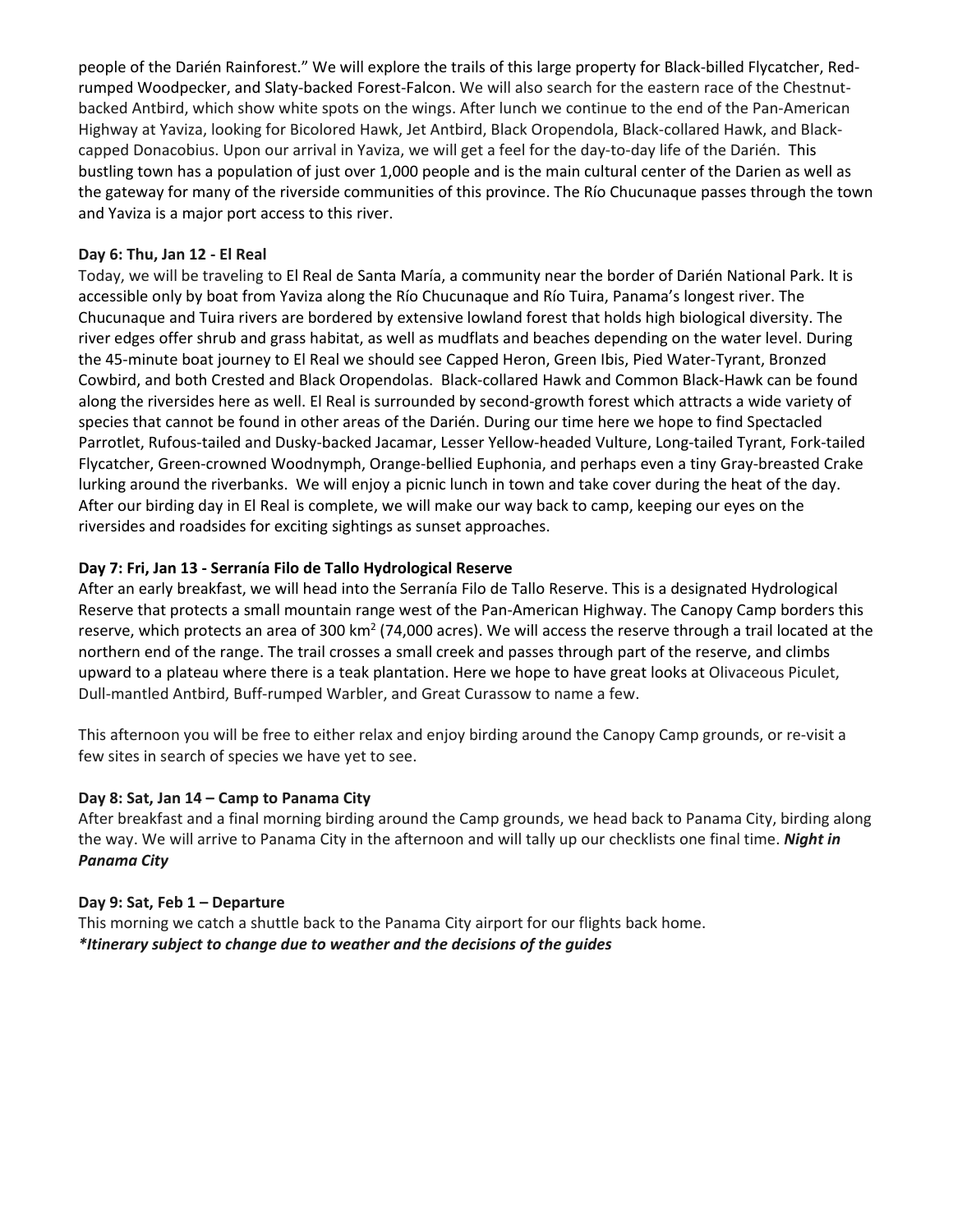people of the Darién Rainforest." We will explore the trails of this large property for Black-billed Flycatcher, Red-rumped Woodpecker, and Slaty-backed Forest-Falcon. We will also search for the eastern race of the Chestnut-backed Antbird, which show white spots on the wings. After lunch we continue to the end of the Pan-American Highway at Yaviza, looking for Bicolored Hawk, Jet Antbird, Black Oropendola, Black-collared Hawk, and Black-capped Donacobius. Upon our arrival in Yaviza, we will get a feel for the day-to-day life of the Darién. This bustling town has a population of just over 1,000 people and is the main cultural center of the Darien as well as the gateway for many of the riverside communities of this province. The Río Chucunaque passes through the town and Yaviza is a major port access to this river.

**Day 6: Thu, Jan 12 - El Real**

Today, we will be traveling to El Real de Santa María, a community near the border of Darién National Park. It is accessible only by boat from Yaviza along the Río Chucunaque and Río Tuira, Panama's longest river. The Chucunaque and Tuira rivers are bordered by extensive lowland forest that holds high biological diversity. The river edges offer shrub and grass habitat, as well as mudflats and beaches depending on the water level. During the 45-minute boat journey to El Real we should see Capped Heron, Green Ibis, Pied Water-Tyrant, Bronzed Cowbird, and both Crested and Black Oropendolas. Black-collared Hawk and Common Black-Hawk can be found along the riversides here as well. El Real is surrounded by second-growth forest which attracts a wide variety of species that cannot be found in other areas of the Darién. During our time here we hope to find Spectacled Parrotlet, Rufous-tailed and Dusky-backed Jacamar, Lesser Yellow-headed Vulture, Long-tailed Tyrant, Fork-tailed Flycatcher, Green-crowned Woodnymph, Orange-bellied Euphonia, and perhaps even a tiny Gray-breasted Crake lurking around the riverbanks. We will enjoy a picnic lunch in town and take cover during the heat of the day. After our birding day in El Real is complete, we will make our way back to camp, keeping our eyes on the riversides and roadsides for exciting sightings as sunset approaches.

**Day 7: Fri, Jan 13 - Serranía Filo de Tallo Hydrological Reserve**

After an early breakfast, we will head into the Serranía Filo de Tallo Reserve. This is a designated Hydrological Reserve that protects a small mountain range west of the Pan-American Highway. The Canopy Camp borders this reserve, which protects an area of 300 km$^2$ (74,000 acres). We will access the reserve through a trail located at the northern end of the range. The trail crosses a small creek and passes through part of the reserve, and climbs upward to a plateau where there is a teak plantation. Here we hope to have great looks at Olivaceous Piculet, Dull-mantled Antbird, Buff-rumped Warbler, and Great Curassow to name a few.

This afternoon you will be free to either relax and enjoy birding around the Canopy Camp grounds, or re-visit a few sites in search of species we have yet to see.

**Day 8: Sat, Jan 14 – Camp to Panama City**

After breakfast and a final morning birding around the Camp grounds, we head back to Panama City, birding along the way. We will arrive to Panama City in the afternoon and will tally up our checklists one final time. ***Night in Panama City***

**Day 9: Sat, Feb 1 – Departure**

This morning we catch a shuttle back to the Panama City airport for our flights back home.
***\*Itinerary subject to change due to weather and the decisions of the guides***